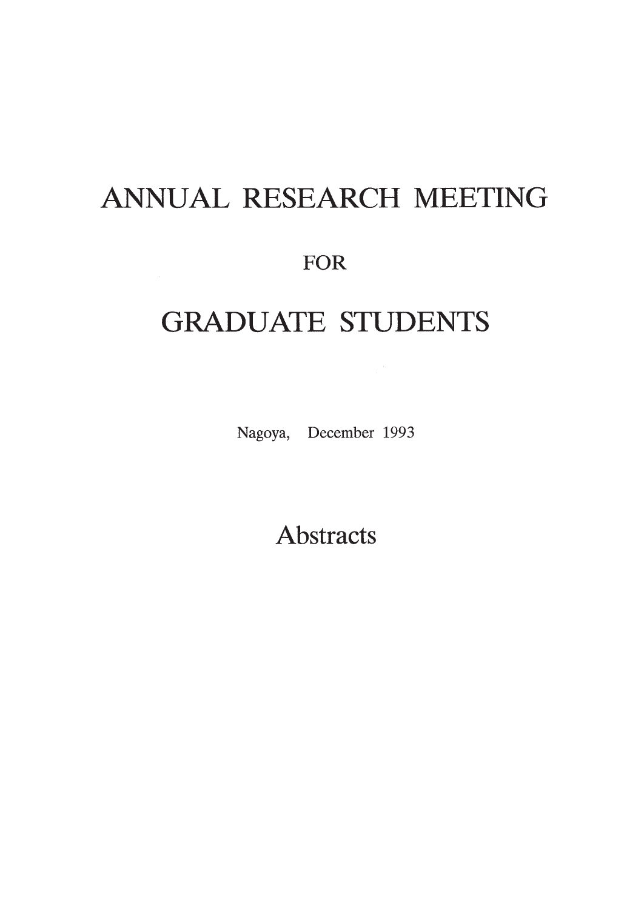# ANNUAL RESEARCH MEETING

FOR

# GRADUATE STUDENTS

Nagoya, December 1993

## Abstracts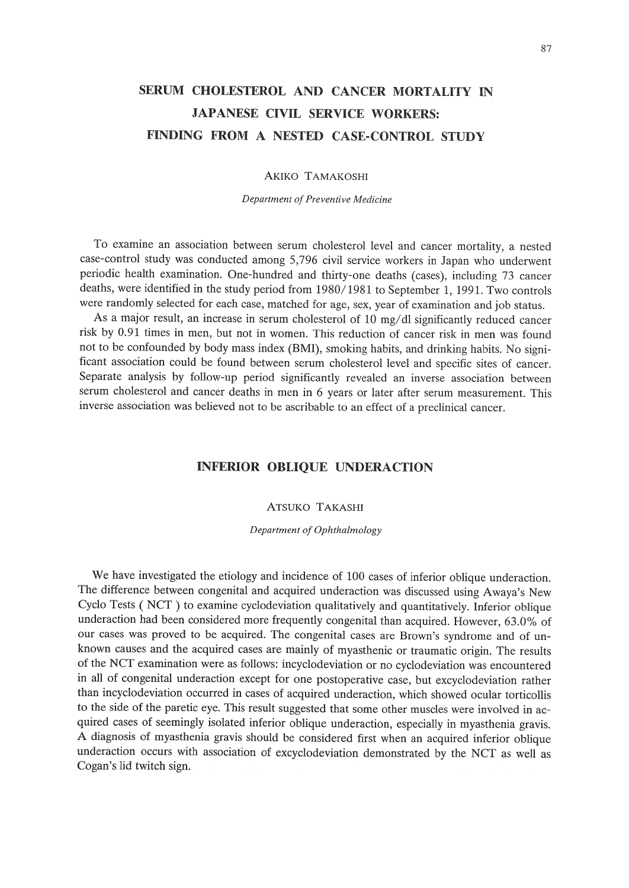# SERUM CHOLESTEROL AND CANCER MORTALITY IN JAPANESE CIVIL SERVICE WORKERS: FINDING FROM A NESTED CASE-CONTROL STUDY

AKIKO TAMAKOSHI

*Department of Preventive Medicine*

To examine an association between serum cholesterol level and cancer mortality, a nested case-control study was conducted among 5,796 civil service workers in Japan who underwent periodic health examination. One-hundred and thirty-one deaths (cases), including 73 cancer deaths, were identified in the study period from 1980/1981 to September 1, 1991. Two controls were randomly selected for each case, matched for age, sex, year of examination and job status.

As a major result, an increase in serum cholesterol of 10 mg/dl significantly reduced cancer risk by 0.91 times in men, but not in women. This reduction of cancer risk in men was found not to be confounded by body mass index (BMI), smoking habits, and drinking habits. No significant association could be found between serum cholesterol level and specific sites of cancer. Separate analysis by follow-up period significantly revealed an inverse association between serum cholesterol and cancer deaths in men in 6 years or later after serum measurement. This inverse association was believed not to be ascribable to an effect of a preclinical cancer.

# INFERIOR OBLIQUE UNDERACTION

ATSUKO TAKASHI

*Department of Ophthalmology*

We have investigated the etiology and incidence of 100 cases of inferior oblique underaction. The difference between congenital and acquired underaction was discussed using Awaya's New Cyclo Tests ( NCT ) to examine cyclodeviation qualitatively and quantitatively. Inferior oblique underaction had been considered more frequently congenital than acquired. However, 63.0% of our cases was proved to be acquired. The congenital cases are Brown's syndrome and of unknown causes and the acquired cases are mainly of myasthenic or traumatic origin. The results of the NCT examination were as follows: incyclodeviation or no cyclodeviation was encountered in all of congenital underaction except for one postoperative case, but excyclodeviation rather than incyclodeviation occurred in cases of acquired underaction, which showed ocular torticollis to the side of the paretic eye. This result suggested that some other muscles were involved in acquired cases of seemingly isolated inferior oblique underaction, especially in myasthenia gravis. A diagnosis of myasthenia gravis should be considered first when an acquired inferior oblique underaction occurs with association of excyclodeviation demonstrated by the NCT as well as Cogan's lid twitch sign.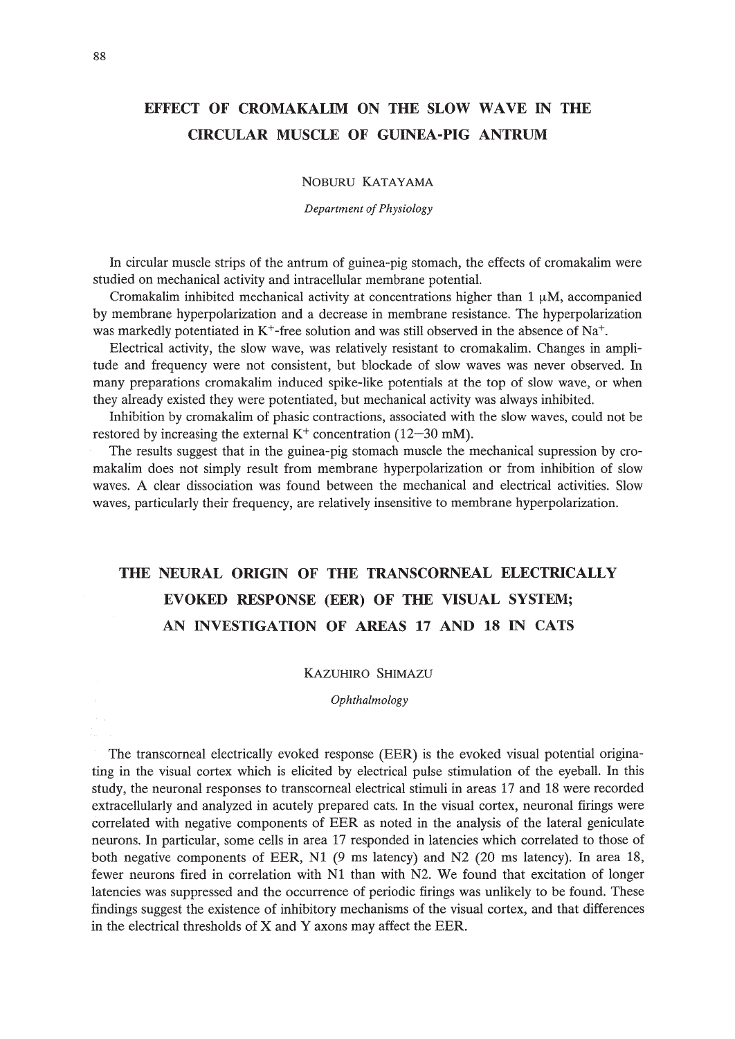## EFFECT OF CROMAKALIM ON THE SLOW WAVE IN THE CIRCULAR MUSCLE OF GUINEA-PIG ANTRUM

NOBURU KATAYAMA

*Department of Physiology*

In circular muscle strips of the antrum of guinea-pig stomach, the effects of cromakalim were studied on mechanical activity and intracellular membrane potential.

Cromakalim inhibited mechanical activity at concentrations higher than 1 μM, accompanied by membrane hyperpolarization and a decrease in membrane resistance. The hyperpolarization was markedly potentiated in $K^+$-free solution and was still observed in the absence of $Na^+$.

Electrical activity, the slow wave, was relatively resistant to cromakalim. Changes in amplitude and frequency were not consistent, but blockade of slow waves was never observed. In many preparations cromakalim induced spike-like potentials at the top of slow wave, or when they already existed they were potentiated, but mechanical activity was always inhibited.

Inhibition by cromakalim of phasic contractions, associated with the slow waves, could not be restored by increasing the external $K^+$ concentration (12–30 mM).

The results suggest that in the guinea-pig stomach muscle the mechanical supression by cromakalim does not simply result from membrane hyperpolarization or from inhibition of slow waves. A clear dissociation was found between the mechanical and electrical activities. Slow waves, particularly their frequency, are relatively insensitive to membrane hyperpolarization.

## THE NEURAL ORIGIN OF THE TRANSCORNEAL ELECTRICALLY EVOKED RESPONSE (EER) OF THE VISUAL SYSTEM; AN INVESTIGATION OF AREAS 17 AND 18 IN CATS

KAZUHIRO SHIMAZU

*Ophthalmology*

The transcorneal electrically evoked response (EER) is the evoked visual potential originating in the visual cortex which is elicited by electrical pulse stimulation of the eyeball. In this study, the neuronal responses to transcorneal electrical stimuli in areas 17 and 18 were recorded extracellularly and analyzed in acutely prepared cats. In the visual cortex, neuronal firings were correlated with negative components of EER as noted in the analysis of the lateral geniculate neurons. In particular, some cells in area 17 responded in latencies which correlated to those of both negative components of EER, N1 (9 ms latency) and N2 (20 ms latency). In area 18, fewer neurons fired in correlation with N1 than with N2. We found that excitation of longer latencies was suppressed and the occurrence of periodic firings was unlikely to be found. These findings suggest the existence of inhibitory mechanisms of the visual cortex, and that differences in the electrical thresholds of X and Y axons may affect the EER.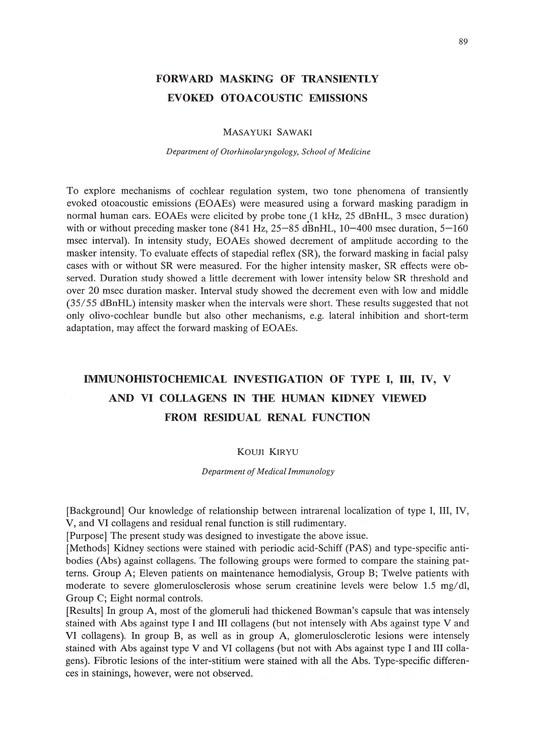## FORWARD MASKING OF TRANSIENTLY EVOKED OTOACOUSTIC EMISSIONS

MASAYUKI SAWAKI

*Department of Otorhinolaryngology, School of Medicine*

To explore mechanisms of cochlear regulation system, two tone phenomena of transiently evoked otoacoustic emissions (EOAEs) were measured using a forward masking paradigm in normal human ears. EOAEs were elicited by probe tone (1 kHz, 25 dBnHL, 3 msec duration) with or without preceding masker tone (841 Hz, 25–85 dBnHL, 10–400 msec duration, 5–160 msec interval). In intensity study, EOAEs showed decrement of amplitude according to the masker intensity. To evaluate effects of stapedial reflex (SR), the forward masking in facial palsy cases with or without SR were measured. For the higher intensity masker, SR effects were observed. Duration study showed a little decrement with lower intensity below SR threshold and over 20 msec duration masker. Interval study showed the decrement even with low and middle (35/55 dBnHL) intensity masker when the intervals were short. These results suggested that not only olivo-cochlear bundle but also other mechanisms, e.g. lateral inhibition and short-term adaptation, may affect the forward masking of EOAEs.

## IMMUNOHISTOCHEMICAL INVESTIGATION OF TYPE I, III, IV, V AND VI COLLAGENS IN THE HUMAN KIDNEY VIEWED FROM RESIDUAL RENAL FUNCTION

KOUJI KIRYU

*Department of Medical Immunology*

[Background] Our knowledge of relationship between intrarenal localization of type I, III, IV, V, and VI collagens and residual renal function is still rudimentary.

[Purpose] The present study was designed to investigate the above issue.

[Methods] Kidney sections were stained with periodic acid-Schiff (PAS) and type-specific antibodies (Abs) against collagens. The following groups were formed to compare the staining patterns. Group A; Eleven patients on maintenance hemodialysis, Group B; Twelve patients with moderate to severe glomerulosclerosis whose serum creatinine levels were below 1.5 mg/dl, Group C; Eight normal controls.

[Results] In group A, most of the glomeruli had thickened Bowman's capsule that was intensely stained with Abs against type I and III collagens (but not intensely with Abs against type V and VI collagens). In group B, as well as in group A, glomerulosclerotic lesions were intensely stained with Abs against type V and VI collagens (but not with Abs against type I and III collagens). Fibrotic lesions of the inter-stitium were stained with all the Abs. Type-specific differences in stainings, however, were not observed.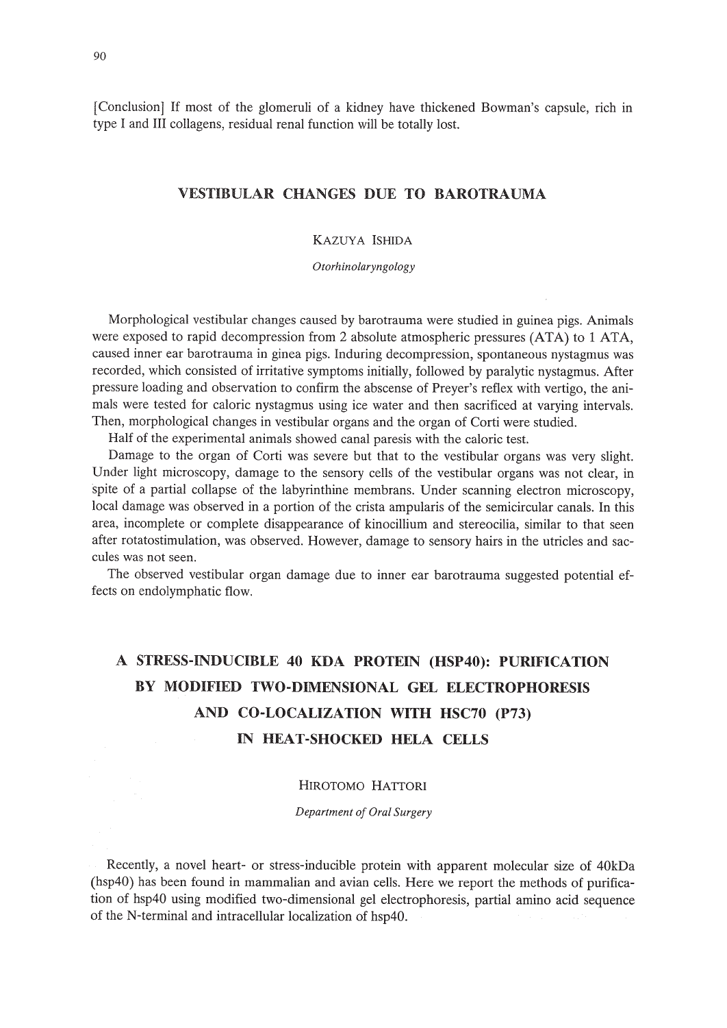[Conclusion] If most of the glomeruli of a kidney have thickened Bowman's capsule, rich in type I and III collagens, residual renal function will be totally lost.

## VESTIBULAR CHANGES DUE TO BAROTRAUMA

KAZUYA ISHIDA

*Otorhinolaryngology*

Morphological vestibular changes caused by barotrauma were studied in guinea pigs. Animals were exposed to rapid decompression from 2 absolute atmospheric pressures (ATA) to 1 ATA, caused inner ear barotrauma in ginea pigs. Induring decompression, spontaneous nystagmus was recorded, which consisted of irritative symptoms initially, followed by paralytic nystagmus. After pressure loading and observation to confirm the abscense of Preyer's reflex with vertigo, the animals were tested for caloric nystagmus using ice water and then sacrificed at varying intervals. Then, morphological changes in vestibular organs and the organ of Corti were studied.

Half of the experimental animals showed canal paresis with the caloric test.

Damage to the organ of Corti was severe but that to the vestibular organs was very slight. Under light microscopy, damage to the sensory cells of the vestibular organs was not clear, in spite of a partial collapse of the labyrinthine membrans. Under scanning electron microscopy, local damage was observed in a portion of the crista ampularis of the semicircular canals. In this area, incomplete or complete disappearance of kinocillium and stereocilia, similar to that seen after rotatostimulation, was observed. However, damage to sensory hairs in the utricles and saccules was not seen.

The observed vestibular organ damage due to inner ear barotrauma suggested potential effects on endolymphatic flow.

## A STRESS-INDUCIBLE 40 KDA PROTEIN (HSP40): PURIFICATION BY MODIFIED TWO-DIMENSIONAL GEL ELECTROPHORESIS AND CO-LOCALIZATION WITH HSC70 (P73) IN HEAT-SHOCKED HELA CELLS

HIROTOMO HATTORI

*Department of Oral Surgery*

Recently, a novel heart- or stress-inducible protein with apparent molecular size of 40kDa (hsp40) has been found in mammalian and avian cells. Here we report the methods of purification of hsp40 using modified two-dimensional gel electrophoresis, partial amino acid sequence of the N-terminal and intracellular localization of hsp40.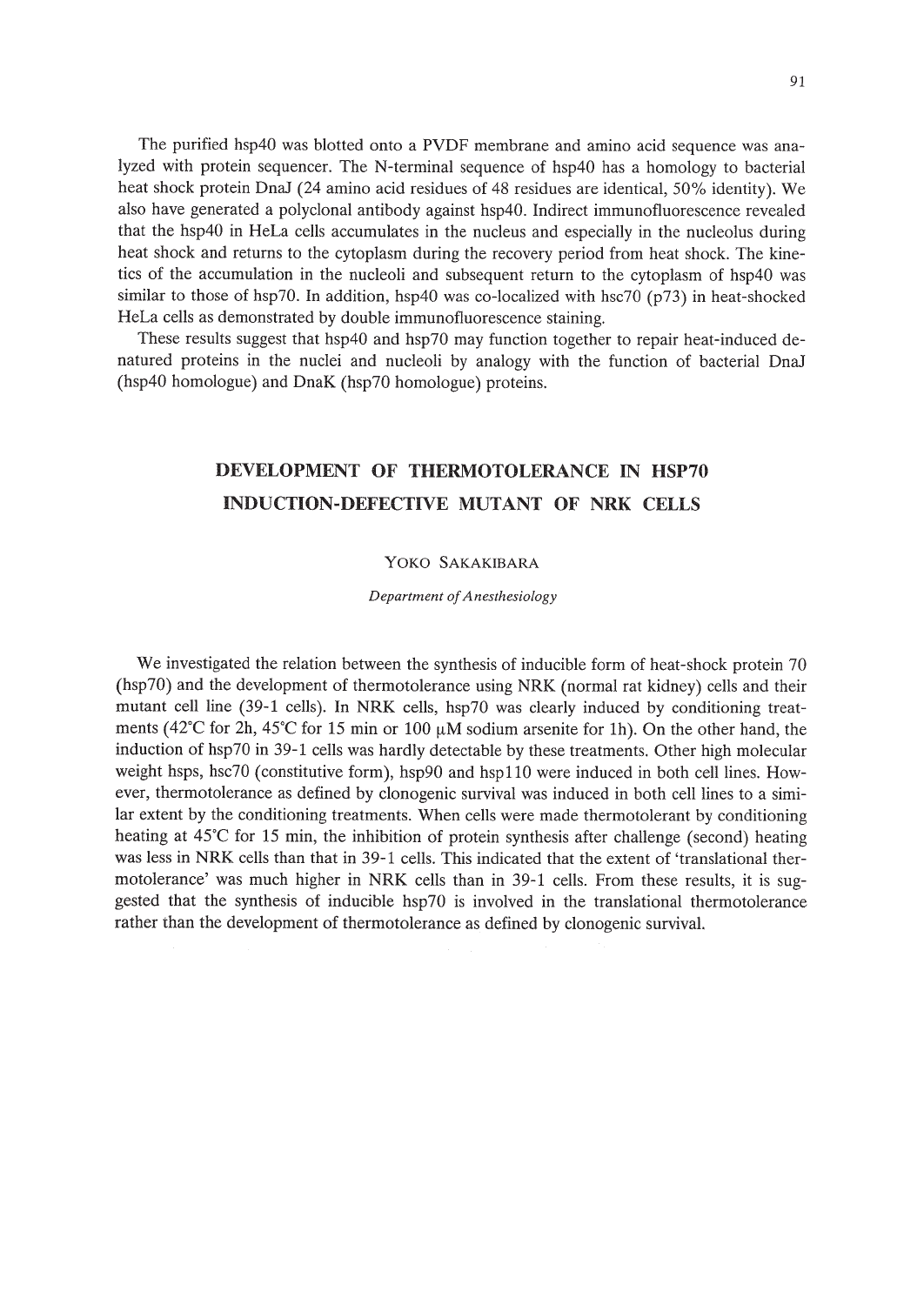The purified hsp40 was blotted onto a PVDF membrane and amino acid sequence was analyzed with protein sequencer. The N-terminal sequence of hsp40 has a homology to bacterial heat shock protein DnaJ (24 amino acid residues of 48 residues are identical, 50% identity). We also have generated a polyclonal antibody against hsp40. Indirect immunofluorescence revealed that the hsp40 in HeLa cells accumulates in the nucleus and especially in the nucleolus during heat shock and returns to the cytoplasm during the recovery period from heat shock. The kinetics of the accumulation in the nucleoli and subsequent return to the cytoplasm of hsp40 was similar to those of hsp70. In addition, hsp40 was co-localized with hsc70 (p73) in heat-shocked HeLa cells as demonstrated by double immunofluorescence staining.

These results suggest that hsp40 and hsp70 may function together to repair heat-induced denatured proteins in the nuclei and nucleoli by analogy with the function of bacterial DnaJ (hsp40 homologue) and DnaK (hsp70 homologue) proteins.

## DEVELOPMENT OF THERMOTOLERANCE IN HSP70 INDUCTION-DEFECTIVE MUTANT OF NRK CELLS

YOKO SAKAKIBARA

*Department of Anesthesiology*

We investigated the relation between the synthesis of inducible form of heat-shock protein 70 (hsp70) and the development of thermotolerance using NRK (normal rat kidney) cells and their mutant cell line (39-1 cells). In NRK cells, hsp70 was clearly induced by conditioning treatments (42°C for 2h, 45°C for 15 min or 100 μM sodium arsenite for 1h). On the other hand, the induction of hsp70 in 39-1 cells was hardly detectable by these treatments. Other high molecular weight hsps, hsc70 (constitutive form), hsp90 and hsp110 were induced in both cell lines. However, thermotolerance as defined by clonogenic survival was induced in both cell lines to a similar extent by the conditioning treatments. When cells were made thermotolerant by conditioning heating at 45°C for 15 min, the inhibition of protein synthesis after challenge (second) heating was less in NRK cells than that in 39-1 cells. This indicated that the extent of 'translational thermotolerance' was much higher in NRK cells than in 39-1 cells. From these results, it is suggested that the synthesis of inducible hsp70 is involved in the translational thermotolerance rather than the development of thermotolerance as defined by clonogenic survival.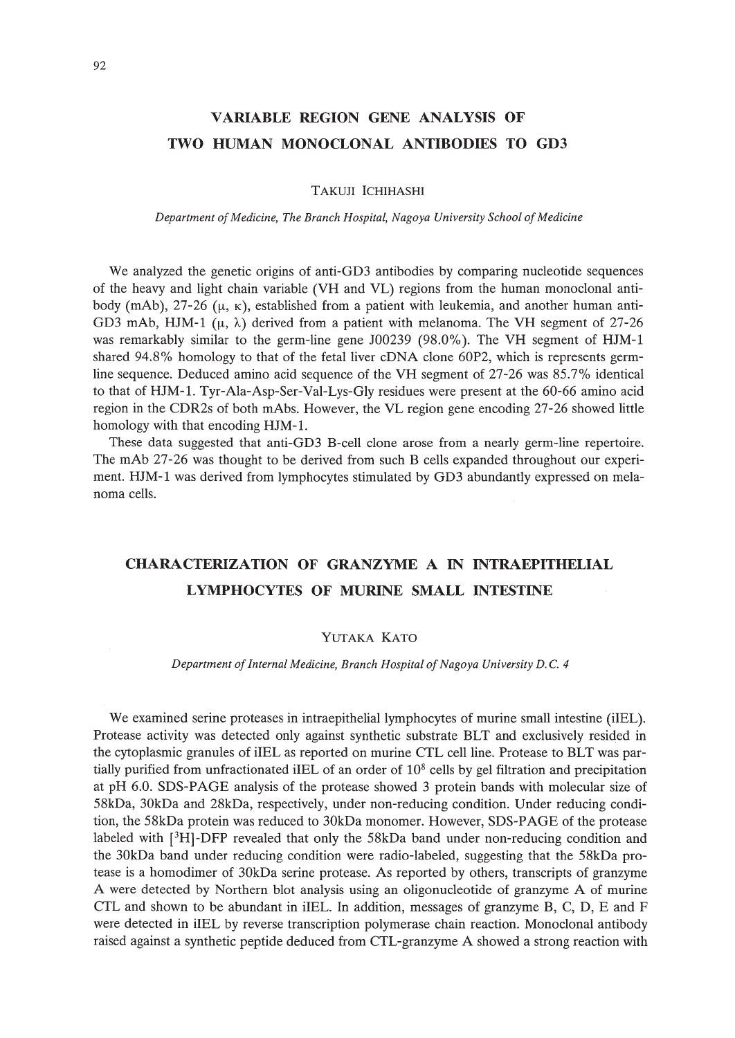## VARIABLE REGION GENE ANALYSIS OF TWO HUMAN MONOCLONAL ANTIBODIES TO GD3

TAKUJI ICHIHASHI

*Department of Medicine, The Branch Hospital, Nagoya University School of Medicine*

We analyzed the genetic origins of anti-GD3 antibodies by comparing nucleotide sequences of the heavy and light chain variable (VH and VL) regions from the human monoclonal antibody (mAb), 27-26 ($\mu$, $\kappa$), established from a patient with leukemia, and another human anti-GD3 mAb, HJM-1 ($\mu$, $\lambda$) derived from a patient with melanoma. The VH segment of 27-26 was remarkably similar to the germ-line gene J00239 (98.0%). The VH segment of HJM-1 shared 94.8% homology to that of the fetal liver cDNA clone 60P2, which is represents germ-line sequence. Deduced amino acid sequence of the VH segment of 27-26 was 85.7% identical to that of HJM-1. Tyr-Ala-Asp-Ser-Val-Lys-Gly residues were present at the 60-66 amino acid region in the CDR2s of both mAbs. However, the VL region gene encoding 27-26 showed little homology with that encoding HJM-1.

These data suggested that anti-GD3 B-cell clone arose from a nearly germ-line repertoire. The mAb 27-26 was thought to be derived from such B cells expanded throughout our experiment. HJM-1 was derived from lymphocytes stimulated by GD3 abundantly expressed on melanoma cells.

## CHARACTERIZATION OF GRANZYME A IN INTRAEPITHELIAL LYMPHOCYTES OF MURINE SMALL INTESTINE

YUTAKA KATO

*Department of Internal Medicine, Branch Hospital of Nagoya University D.C. 4*

We examined serine proteases in intraepithelial lymphocytes of murine small intestine (iIEL). Protease activity was detected only against synthetic substrate BLT and exclusively resided in the cytoplasmic granules of iIEL as reported on murine CTL cell line. Protease to BLT was partially purified from unfractionated iIEL of an order of $10^8$ cells by gel filtration and precipitation at pH 6.0. SDS-PAGE analysis of the protease showed 3 protein bands with molecular size of 58kDa, 30kDa and 28kDa, respectively, under non-reducing condition. Under reducing condition, the 58kDa protein was reduced to 30kDa monomer. However, SDS-PAGE of the protease labeled with [$^3$H]-DFP revealed that only the 58kDa band under non-reducing condition and the 30kDa band under reducing condition were radio-labeled, suggesting that the 58kDa protease is a homodimer of 30kDa serine protease. As reported by others, transcripts of granzyme A were detected by Northern blot analysis using an oligonucleotide of granzyme A of murine CTL and shown to be abundant in iIEL. In addition, messages of granzyme B, C, D, E and F were detected in iIEL by reverse transcription polymerase chain reaction. Monoclonal antibody raised against a synthetic peptide deduced from CTL-granzyme A showed a strong reaction with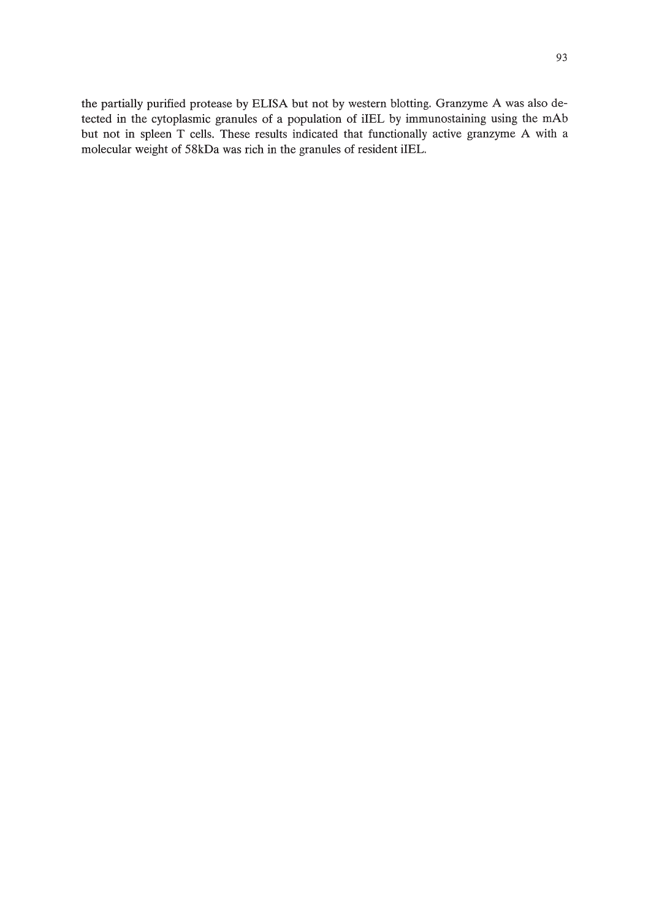the partially purified protease by ELISA but not by western blotting. Granzyme A was also detected in the cytoplasmic granules of a population of iIEL by immunostaining using the mAb but not in spleen T cells. These results indicated that functionally active granzyme A with a molecular weight of 58kDa was rich in the granules of resident iIEL.